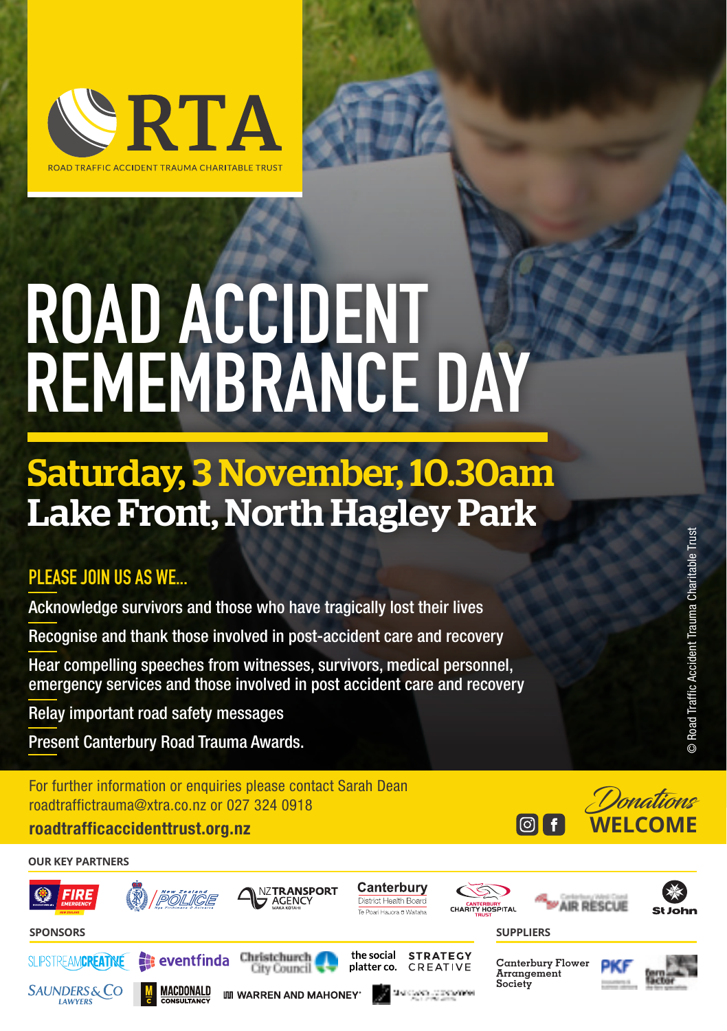RTA

ROAD TRAFFIC ACCIDENT TRAUMA CHARITABLE TRUST

# ROAD ACCIDENT REMEMBRANCE DAY

## Saturday, 3 November, 10.30am
## Lake Front, North Hagley Park

### PLEASE JOIN US AS WE...

- Acknowledge survivors and those who have tragically lost their lives
- Recognise and thank those involved in post-accident care and recovery
- Hear compelling speeches from witnesses, survivors, medical personnel, emergency services and those involved in post accident care and recovery
- Relay important road safety messages
- Present Canterbury Road Trauma Awards.

© Road Traffic Accident Trauma Charitable Trust

For further information or enquiries please contact Sarah Dean
roadtraffictrauma@xtra.co.nz or 027 324 0918

**roadtrafficaccidenttrust.org.nz**

*Donations* **WELCOME**

**OUR KEY PARTNERS**

Fire Emergency New Zealand | New Zealand Police | NZ Transport Agency Waka Kotahi | Canterbury District Health Board Te Poari Hauora ō Waitaha | Canterbury Charity Hospital Trust | Canterbury West Coast Air Rescue | St John

**SPONSORS**

Slipstream Creative | eventfinda | Christchurch City Council | the social platter co. | Strategy Creative | Saunders & Co Lawyers | Macdonald Consultancy | Warren and Mahoney

**SUPPLIERS**

Canterbury Flower Arrangement Society | PKF | Fern Factor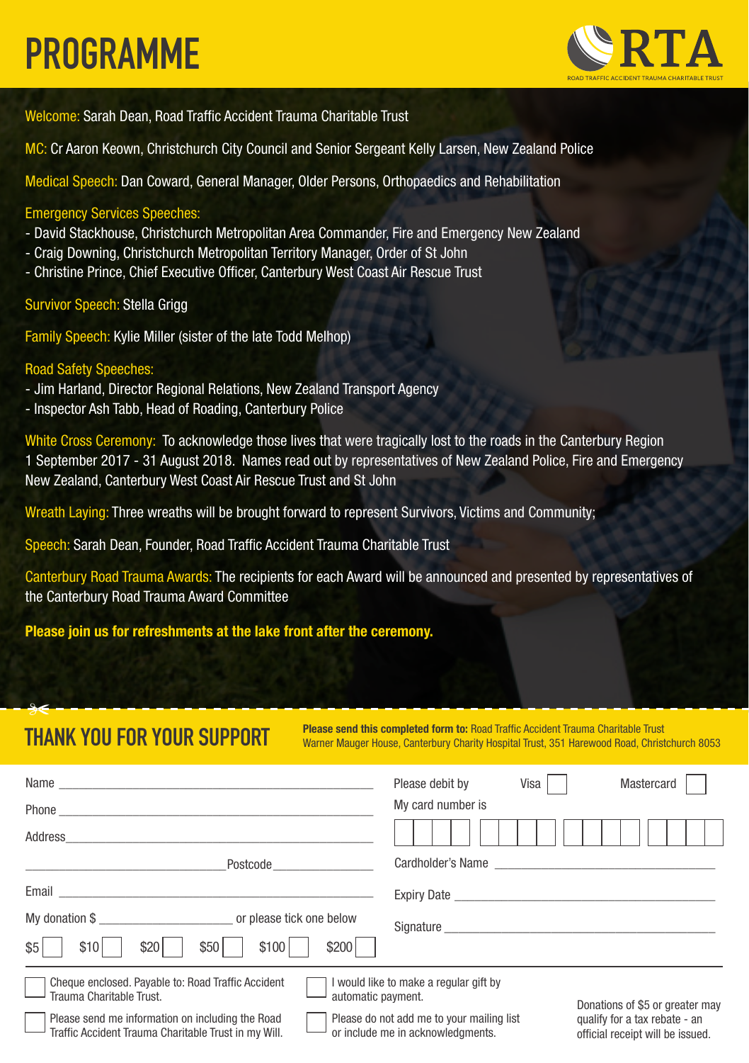# PROGRAMME

RTA
ROAD TRAFFIC ACCIDENT TRAUMA CHARITABLE TRUST

Welcome: Sarah Dean, Road Traffic Accident Trauma Charitable Trust

MC: Cr Aaron Keown, Christchurch City Council and Senior Sergeant Kelly Larsen, New Zealand Police

Medical Speech: Dan Coward, General Manager, Older Persons, Orthopaedics and Rehabilitation

Emergency Services Speeches:
- David Stackhouse, Christchurch Metropolitan Area Commander, Fire and Emergency New Zealand
- Craig Downing, Christchurch Metropolitan Territory Manager, Order of St John
- Christine Prince, Chief Executive Officer, Canterbury West Coast Air Rescue Trust

Survivor Speech: Stella Grigg

Family Speech: Kylie Miller (sister of the late Todd Melhop)

Road Safety Speeches:
- Jim Harland, Director Regional Relations, New Zealand Transport Agency
- Inspector Ash Tabb, Head of Roading, Canterbury Police

White Cross Ceremony: To acknowledge those lives that were tragically lost to the roads in the Canterbury Region 1 September 2017 - 31 August 2018. Names read out by representatives of New Zealand Police, Fire and Emergency New Zealand, Canterbury West Coast Air Rescue Trust and St John

Wreath Laying: Three wreaths will be brought forward to represent Survivors, Victims and Community;

Speech: Sarah Dean, Founder, Road Traffic Accident Trauma Charitable Trust

Canterbury Road Trauma Awards: The recipients for each Award will be announced and presented by representatives of the Canterbury Road Trauma Award Committee

**Please join us for refreshments at the lake front after the ceremony.**

## THANK YOU FOR YOUR SUPPORT

**Please send this completed form to:** Road Traffic Accident Trauma Charitable Trust
Warner Mauger House, Canterbury Charity Hospital Trust, 351 Harewood Road, Christchurch 8053

Name ____________________

Phone ____________________

Address ____________________

____________________ Postcode ____________

Email ____________________

My donation $ ____________ or please tick one below

$5 ☐ $10 ☐ $20 ☐ $50 ☐ $100 ☐ $200 ☐

Please debit by Visa ☐ Mastercard ☐

My card number is

☐☐☐☐ ☐☐☐☐ ☐☐☐☐ ☐☐☐☐

Cardholder's Name ____________________

Expiry Date ____________________

Signature ____________________

☐ Cheque enclosed. Payable to: Road Traffic Accident Trauma Charitable Trust.

☐ Please send me information on including the Road Traffic Accident Trauma Charitable Trust in my Will.

☐ I would like to make a regular gift by automatic payment.

☐ Please do not add me to your mailing list or include me in acknowledgments.

Donations of $5 or greater may qualify for a tax rebate - an official receipt will be issued.